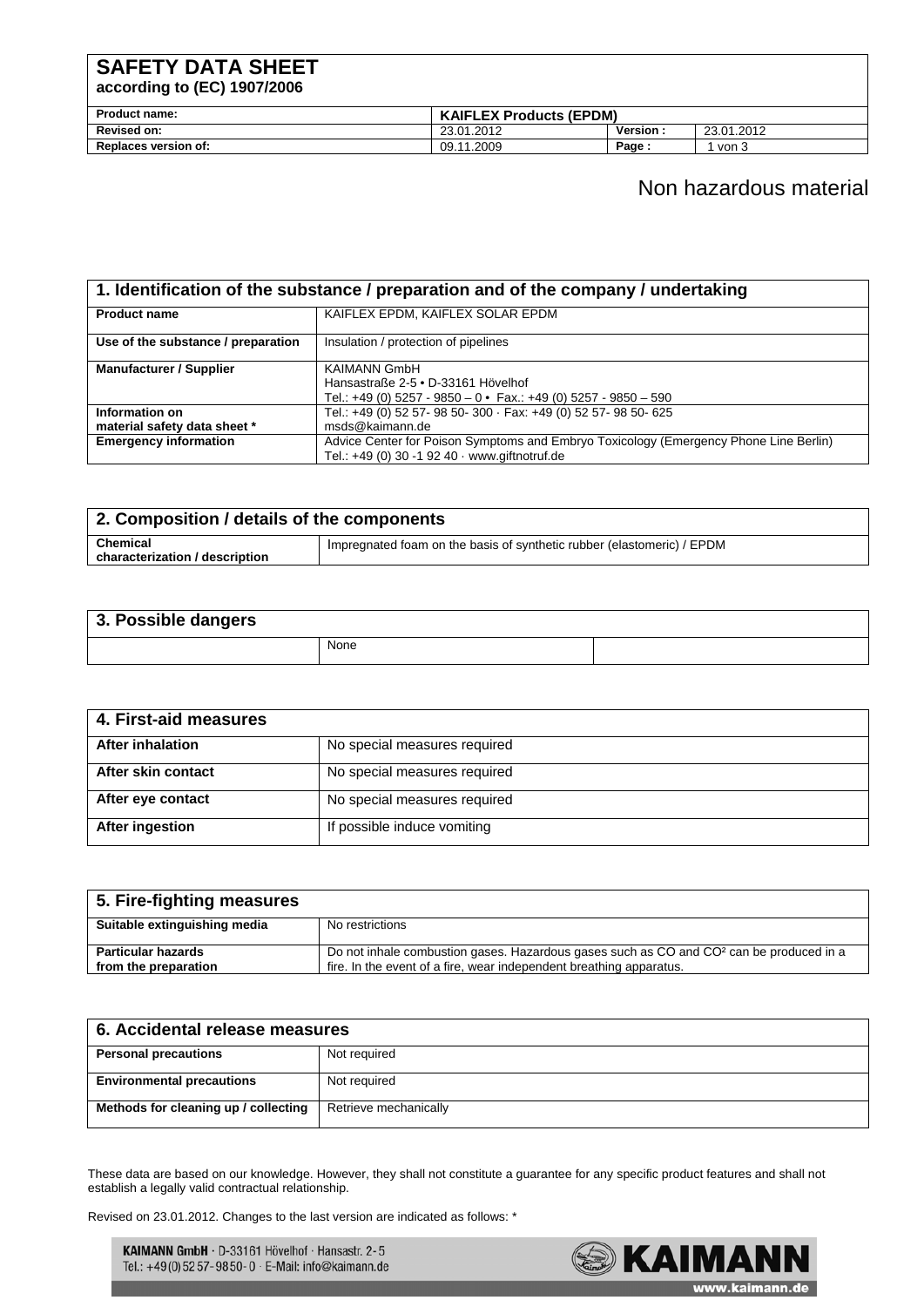# SAFETY DATA SHEET
**according to (EC) 1907/2006**

| Product name: | KAIFLEX Products (EPDM) | | |
|---|---|---|---|
| Revised on: | 23.01.2012 | Version : | 23.01.2012 |
| Replaces version of: | 09.11.2009 | Page : | 1 von 3 |

Non hazardous material

## 1. Identification of the substance / preparation and of the company / undertaking

| | |
|---|---|
| **Product name** | KAIFLEX EPDM, KAIFLEX SOLAR EPDM |
| **Use of the substance / preparation** | Insulation / protection of pipelines |
| **Manufacturer / Supplier** | KAIMANN GmbH<br>Hansastraße 2-5 • D-33161 Hövelhof<br>Tel.: +49 (0) 5257 - 9850 – 0 • Fax.: +49 (0) 5257 - 9850 – 590 |
| **Information on material safety data sheet *** | Tel.: +49 (0) 52 57- 98 50- 300 · Fax: +49 (0) 52 57- 98 50- 625<br>msds@kaimann.de |
| **Emergency information** | Advice Center for Poison Symptoms and Embryo Toxicology (Emergency Phone Line Berlin)<br>Tel.: +49 (0) 30 -1 92 40 · www.giftnotruf.de |

## 2. Composition / details of the components

| | |
|---|---|
| **Chemical characterization / description** | Impregnated foam on the basis of synthetic rubber (elastomeric) / EPDM |

## 3. Possible dangers

| | | |
|---|---|---|
| | None | |

## 4. First-aid measures

| | |
|---|---|
| **After inhalation** | No special measures required |
| **After skin contact** | No special measures required |
| **After eye contact** | No special measures required |
| **After ingestion** | If possible induce vomiting |

## 5. Fire-fighting measures

| | |
|---|---|
| **Suitable extinguishing media** | No restrictions |
| **Particular hazards from the preparation** | Do not inhale combustion gases. Hazardous gases such as CO and CO² can be produced in a fire. In the event of a fire, wear independent breathing apparatus. |

## 6. Accidental release measures

| | |
|---|---|
| **Personal precautions** | Not required |
| **Environmental precautions** | Not required |
| **Methods for cleaning up / collecting** | Retrieve mechanically |

These data are based on our knowledge. However, they shall not constitute a guarantee for any specific product features and shall not establish a legally valid contractual relationship.

Revised on 23.01.2012. Changes to the last version are indicated as follows: *

**KAIMANN GmbH** · D-33161 Hövelhof · Hansastr. 2-5
Tel.: +49(0) 52 57- 98 50- 0 · E-Mail: info@kaimann.de

KAIMANN
www.kaimann.de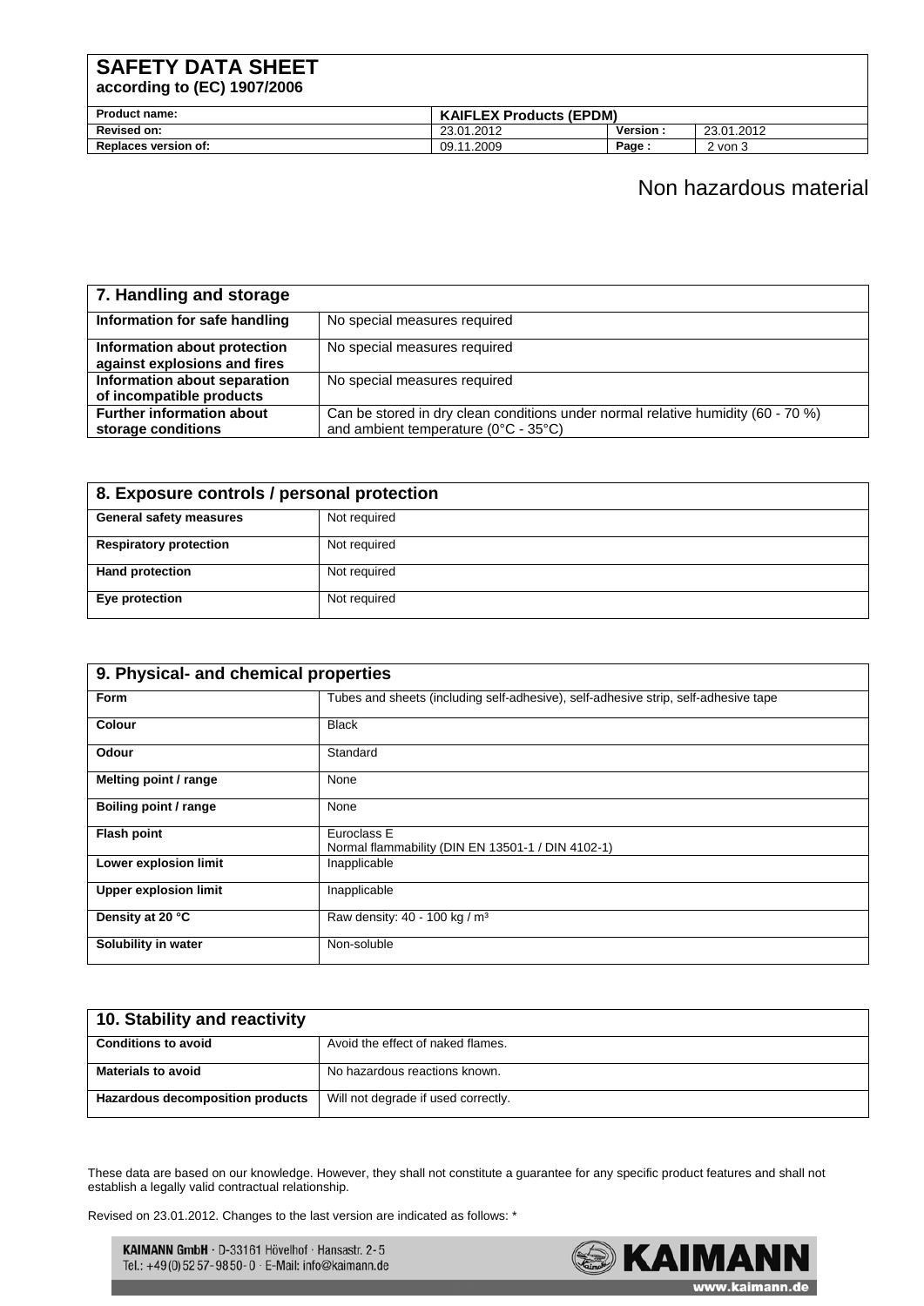Non hazardous material

| 7. Handling and storage | |
|---|---|
| **Information for safe handling** | No special measures required |
| **Information about protection against explosions and fires** | No special measures required |
| **Information about separation of incompatible products** | No special measures required |
| **Further information about storage conditions** | Can be stored in dry clean conditions under normal relative humidity (60 - 70 %) and ambient temperature (0°C - 35°C) |

| 8. Exposure controls / personal protection | |
|---|---|
| **General safety measures** | Not required |
| **Respiratory protection** | Not required |
| **Hand protection** | Not required |
| **Eye protection** | Not required |

| 9. Physical- and chemical properties | |
|---|---|
| **Form** | Tubes and sheets (including self-adhesive), self-adhesive strip, self-adhesive tape |
| **Colour** | Black |
| **Odour** | Standard |
| **Melting point / range** | None |
| **Boiling point / range** | None |
| **Flash point** | Euroclass E<br>Normal flammability (DIN EN 13501-1 / DIN 4102-1) |
| **Lower explosion limit** | Inapplicable |
| **Upper explosion limit** | Inapplicable |
| **Density at 20 °C** | Raw density: 40 - 100 kg / m³ |
| **Solubility in water** | Non-soluble |

| 10. Stability and reactivity | |
|---|---|
| **Conditions to avoid** | Avoid the effect of naked flames. |
| **Materials to avoid** | No hazardous reactions known. |
| **Hazardous decomposition products** | Will not degrade if used correctly. |

These data are based on our knowledge. However, they shall not constitute a guarantee for any specific product features and shall not establish a legally valid contractual relationship.

Revised on 23.01.2012. Changes to the last version are indicated as follows: *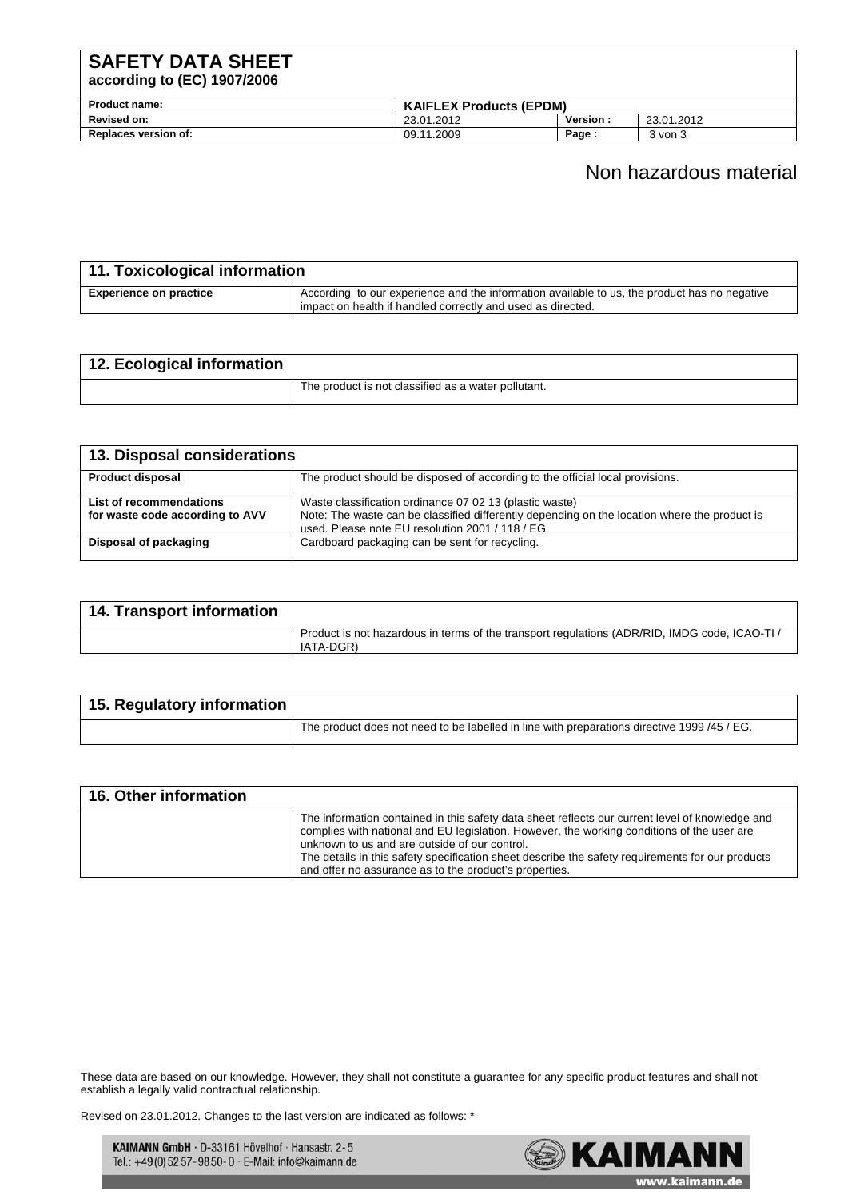Non hazardous material

## 11. Toxicological information

| | |
|---|---|
| **Experience on practice** | According to our experience and the information available to us, the product has no negative impact on health if handled correctly and used as directed. |

## 12. Ecological information

| | |
|---|---|
| | The product is not classified as a water pollutant. |

## 13. Disposal considerations

| | |
|---|---|
| **Product disposal** | The product should be disposed of according to the official local provisions. |
| **List of recommendations for waste code according to AVV** | Waste classification ordinance 07 02 13 (plastic waste)<br>Note: The waste can be classified differently depending on the location where the product is used. Please note EU resolution 2001 / 118 / EG |
| **Disposal of packaging** | Cardboard packaging can be sent for recycling. |

## 14. Transport information

| | |
|---|---|
| | Product is not hazardous in terms of the transport regulations (ADR/RID, IMDG code, ICAO-TI / IATA-DGR) |

## 15. Regulatory information

| | |
|---|---|
| | The product does not need to be labelled in line with preparations directive 1999 /45 / EG. |

## 16. Other information

| | |
|---|---|
| | The information contained in this safety data sheet reflects our current level of knowledge and complies with national and EU legislation. However, the working conditions of the user are unknown to us and are outside of our control.<br>The details in this safety specification sheet describe the safety requirements for our products and offer no assurance as to the product's properties. |

These data are based on our knowledge. However, they shall not constitute a guarantee for any specific product features and shall not establish a legally valid contractual relationship.

Revised on 23.01.2012. Changes to the last version are indicated as follows: *